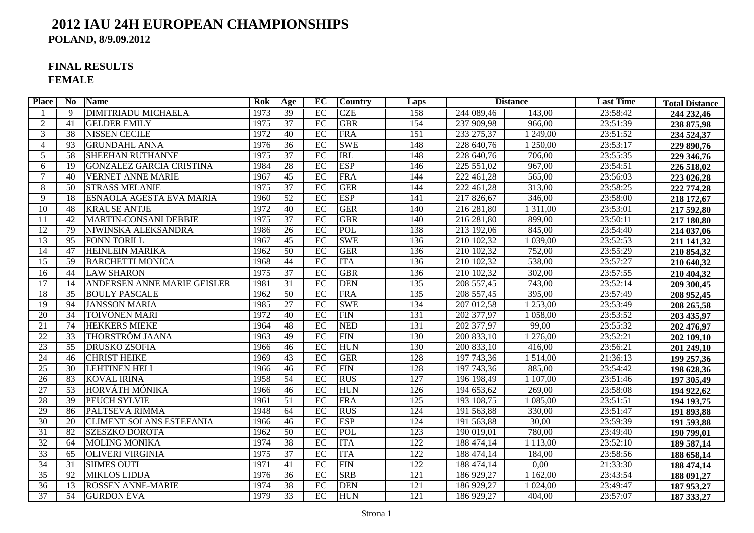# 2012 IAU 24H EUROPEAN CHAMPIONSHIPS

**POLAND, 8/9.09.2012**

## FINAL RESULTS

## FEMALE

| Place | No | Name | Rok | Age | EC | Country | Laps | Distance | | Last Time | Total Distance |
|---|---|---|---|---|---|---|---|---|---|---|---|
| 1 | 9 | DIMITRIADU MICHAELA | 1973 | 39 | EC | CZE | 158 | 244 089,46 | 143,00 | 23:58:42 | **244 232,46** |
| 2 | 41 | GELDER EMILY | 1975 | 37 | EC | GBR | 154 | 237 909,98 | 966,00 | 23:51:39 | **238 875,98** |
| 3 | 38 | NISSEN CECILE | 1972 | 40 | EC | FRA | 151 | 233 275,37 | 1 249,00 | 23:51:52 | **234 524,37** |
| 4 | 93 | GRUNDAHL ANNA | 1976 | 36 | EC | SWE | 148 | 228 640,76 | 1 250,00 | 23:53:17 | **229 890,76** |
| 5 | 58 | SHEEHAN RUTHANNE | 1975 | 37 | EC | IRL | 148 | 228 640,76 | 706,00 | 23:55:35 | **229 346,76** |
| 6 | 19 | GONZALEZ GARCÍA CRISTINA | 1984 | 28 | EC | ESP | 146 | 225 551,02 | 967,00 | 23:54:51 | **226 518,02** |
| 7 | 40 | VERNET ANNE MARIE | 1967 | 45 | EC | FRA | 144 | 222 461,28 | 565,00 | 23:56:03 | **223 026,28** |
| 8 | 50 | STRASS MELANIE | 1975 | 37 | EC | GER | 144 | 222 461,28 | 313,00 | 23:58:25 | **222 774,28** |
| 9 | 18 | ESNAOLA AGESTA EVA MARÍA | 1960 | 52 | EC | ESP | 141 | 217 826,67 | 346,00 | 23:58:00 | **218 172,67** |
| 10 | 48 | KRAUSE ANTJE | 1972 | 40 | EC | GER | 140 | 216 281,80 | 1 311,00 | 23:53:01 | **217 592,80** |
| 11 | 42 | MARTIN-CONSANI DEBBIE | 1975 | 37 | EC | GBR | 140 | 216 281,80 | 899,00 | 23:50:11 | **217 180,80** |
| 12 | 79 | NIWIŃSKA ALEKSANDRA | 1986 | 26 | EC | POL | 138 | 213 192,06 | 845,00 | 23:54:40 | **214 037,06** |
| 13 | 95 | FONN TORILL | 1967 | 45 | EC | SWE | 136 | 210 102,32 | 1 039,00 | 23:52:53 | **211 141,32** |
| 14 | 47 | HEINLEIN MARIKA | 1962 | 50 | EC | GER | 136 | 210 102,32 | 752,00 | 23:55:29 | **210 854,32** |
| 15 | 59 | BARCHETTI MONICA | 1968 | 44 | EC | ITA | 136 | 210 102,32 | 538,00 | 23:57:27 | **210 640,32** |
| 16 | 44 | LAW SHARON | 1975 | 37 | EC | GBR | 136 | 210 102,32 | 302,00 | 23:57:55 | **210 404,32** |
| 17 | 14 | ANDERSEN ANNE MARIE GEISLER | 1981 | 31 | EC | DEN | 135 | 208 557,45 | 743,00 | 23:52:14 | **209 300,45** |
| 18 | 35 | BOULY PASCALE | 1962 | 50 | EC | FRA | 135 | 208 557,45 | 395,00 | 23:57:49 | **208 952,45** |
| 19 | 94 | JANSSON MARIA | 1985 | 27 | EC | SWE | 134 | 207 012,58 | 1 253,00 | 23:53:49 | **208 265,58** |
| 20 | 34 | TOIVONEN MARI | 1972 | 40 | EC | FIN | 131 | 202 377,97 | 1 058,00 | 23:53:52 | **203 435,97** |
| 21 | 74 | HEKKERS MIEKE | 1964 | 48 | EC | NED | 131 | 202 377,97 | 99,00 | 23:55:32 | **202 476,97** |
| 22 | 33 | THORSTRÖM JAANA | 1963 | 49 | EC | FIN | 130 | 200 833,10 | 1 276,00 | 23:52:21 | **202 109,10** |
| 23 | 55 | DRUSKÓ ZSÓFIA | 1966 | 46 | EC | HUN | 130 | 200 833,10 | 416,00 | 23:56:21 | **201 249,10** |
| 24 | 46 | CHRIST HEIKE | 1969 | 43 | EC | GER | 128 | 197 743,36 | 1 514,00 | 21:36:13 | **199 257,36** |
| 25 | 30 | LEHTINEN HELI | 1966 | 46 | EC | FIN | 128 | 197 743,36 | 885,00 | 23:54:42 | **198 628,36** |
| 26 | 83 | KOVAL IRINA | 1958 | 54 | EC | RUS | 127 | 196 198,49 | 1 107,00 | 23:51:46 | **197 305,49** |
| 27 | 53 | HORVÁTH MÓNIKA | 1966 | 46 | EC | HUN | 126 | 194 653,62 | 269,00 | 23:58:08 | **194 922,62** |
| 28 | 39 | PEUCH SYLVIE | 1961 | 51 | EC | FRA | 125 | 193 108,75 | 1 085,00 | 23:51:51 | **194 193,75** |
| 29 | 86 | PALTSEVA RIMMA | 1948 | 64 | EC | RUS | 124 | 191 563,88 | 330,00 | 23:51:47 | **191 893,88** |
| 30 | 20 | CLIMENT SOLANS ESTEFANIA | 1966 | 46 | EC | ESP | 124 | 191 563,88 | 30,00 | 23:59:39 | **191 593,88** |
| 31 | 82 | SZESZKO DOROTA | 1962 | 50 | EC | POL | 123 | 190 019,01 | 780,00 | 23:49:40 | **190 799,01** |
| 32 | 64 | MOLING MONIKA | 1974 | 38 | EC | ITA | 122 | 188 474,14 | 1 113,00 | 23:52:10 | **189 587,14** |
| 33 | 65 | OLIVERI VIRGINIA | 1975 | 37 | EC | ITA | 122 | 188 474,14 | 184,00 | 23:58:56 | **188 658,14** |
| 34 | 31 | SIIMES OUTI | 1971 | 41 | EC | FIN | 122 | 188 474,14 | 0,00 | 21:33:30 | **188 474,14** |
| 35 | 92 | MIKLOS LIDIJA | 1976 | 36 | EC | SRB | 121 | 186 929,27 | 1 162,00 | 23:43:54 | **188 091,27** |
| 36 | 13 | ROSSEN ANNE-MARIE | 1974 | 38 | EC | DEN | 121 | 186 929,27 | 1 024,00 | 23:49:47 | **187 953,27** |
| 37 | 54 | GURDON ÉVA | 1979 | 33 | EC | HUN | 121 | 186 929,27 | 404,00 | 23:57:07 | **187 333,27** |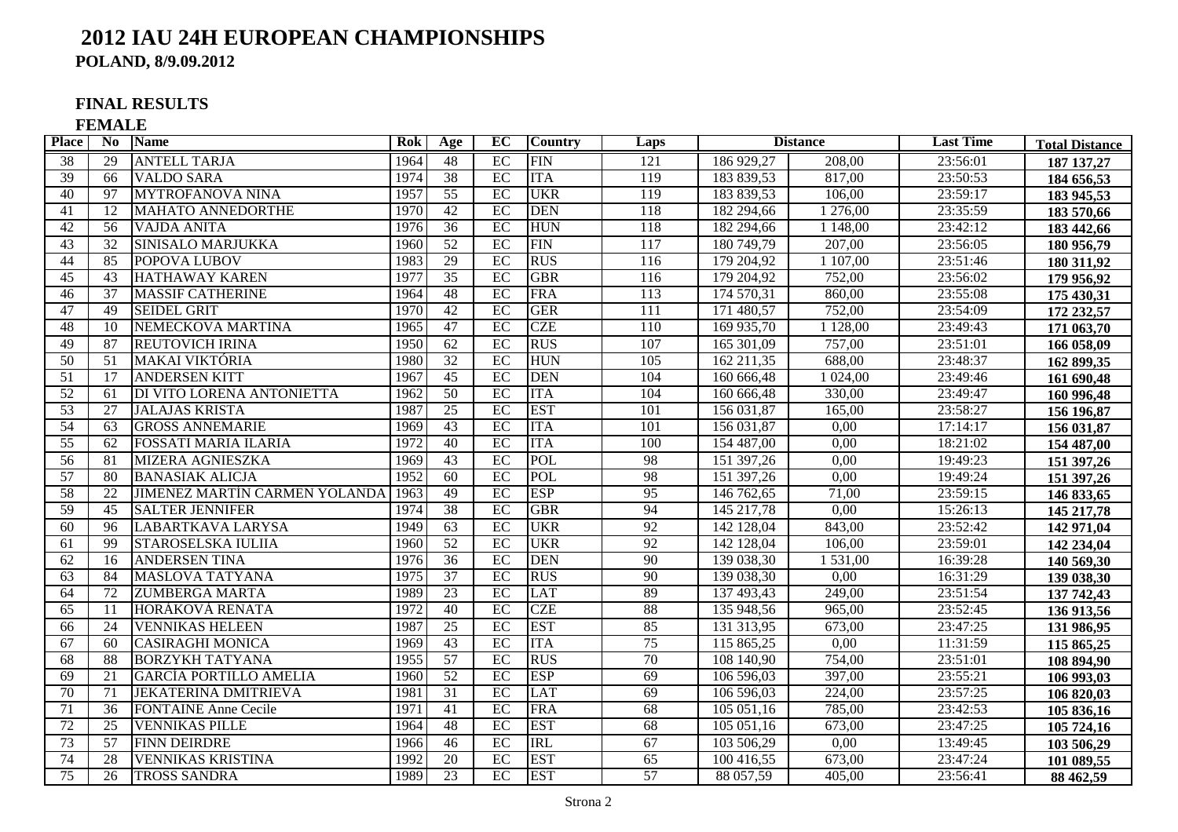# 2012 IAU 24H EUROPEAN CHAMPIONSHIPS

**POLAND, 8/9.09.2012**

**FINAL RESULTS**

**FEMALE**

| Place | No | Name | Rok | Age | EC | Country | Laps | Distance | | Last Time | Total Distance |
|---|---|---|---|---|---|---|---|---|---|---|---|
| 38 | 29 | ANTELL TARJA | 1964 | 48 | EC | FIN | 121 | 186 929,27 | 208,00 | 23:56:01 | **187 137,27** |
| 39 | 66 | VALDO SARA | 1974 | 38 | EC | ITA | 119 | 183 839,53 | 817,00 | 23:50:53 | **184 656,53** |
| 40 | 97 | MYTROFANOVA NINA | 1957 | 55 | EC | UKR | 119 | 183 839,53 | 106,00 | 23:59:17 | **183 945,53** |
| 41 | 12 | MAHATO ANNEDORTHE | 1970 | 42 | EC | DEN | 118 | 182 294,66 | 1 276,00 | 23:35:59 | **183 570,66** |
| 42 | 56 | VAJDA ANITA | 1976 | 36 | EC | HUN | 118 | 182 294,66 | 1 148,00 | 23:42:12 | **183 442,66** |
| 43 | 32 | SINISALO MARJUKKA | 1960 | 52 | EC | FIN | 117 | 180 749,79 | 207,00 | 23:56:05 | **180 956,79** |
| 44 | 85 | POPOVA LUBOV | 1983 | 29 | EC | RUS | 116 | 179 204,92 | 1 107,00 | 23:51:46 | **180 311,92** |
| 45 | 43 | HATHAWAY KAREN | 1977 | 35 | EC | GBR | 116 | 179 204,92 | 752,00 | 23:56:02 | **179 956,92** |
| 46 | 37 | MASSIF CATHERINE | 1964 | 48 | EC | FRA | 113 | 174 570,31 | 860,00 | 23:55:08 | **175 430,31** |
| 47 | 49 | SEIDEL GRIT | 1970 | 42 | EC | GER | 111 | 171 480,57 | 752,00 | 23:54:09 | **172 232,57** |
| 48 | 10 | NEMECKOVA MARTINA | 1965 | 47 | EC | CZE | 110 | 169 935,70 | 1 128,00 | 23:49:43 | **171 063,70** |
| 49 | 87 | REUTOVICH IRINA | 1950 | 62 | EC | RUS | 107 | 165 301,09 | 757,00 | 23:51:01 | **166 058,09** |
| 50 | 51 | MAKAI VIKTÓRIA | 1980 | 32 | EC | HUN | 105 | 162 211,35 | 688,00 | 23:48:37 | **162 899,35** |
| 51 | 17 | ANDERSEN KITT | 1967 | 45 | EC | DEN | 104 | 160 666,48 | 1 024,00 | 23:49:46 | **161 690,48** |
| 52 | 61 | DI VITO LORENA ANTONIETTA | 1962 | 50 | EC | ITA | 104 | 160 666,48 | 330,00 | 23:49:47 | **160 996,48** |
| 53 | 27 | JALAJAS KRISTA | 1987 | 25 | EC | EST | 101 | 156 031,87 | 165,00 | 23:58:27 | **156 196,87** |
| 54 | 63 | GROSS ANNEMARIE | 1969 | 43 | EC | ITA | 101 | 156 031,87 | 0,00 | 17:14:17 | **156 031,87** |
| 55 | 62 | FOSSATI MARIA ILARIA | 1972 | 40 | EC | ITA | 100 | 154 487,00 | 0,00 | 18:21:02 | **154 487,00** |
| 56 | 81 | MIZERA AGNIESZKA | 1969 | 43 | EC | POL | 98 | 151 397,26 | 0,00 | 19:49:23 | **151 397,26** |
| 57 | 80 | BANASIAK ALICJA | 1952 | 60 | EC | POL | 98 | 151 397,26 | 0,00 | 19:49:24 | **151 397,26** |
| 58 | 22 | JIMENEZ MARTÍN CARMEN YOLANDA | 1963 | 49 | EC | ESP | 95 | 146 762,65 | 71,00 | 23:59:15 | **146 833,65** |
| 59 | 45 | SALTER JENNIFER | 1974 | 38 | EC | GBR | 94 | 145 217,78 | 0,00 | 15:26:13 | **145 217,78** |
| 60 | 96 | LABARTKAVA LARYSA | 1949 | 63 | EC | UKR | 92 | 142 128,04 | 843,00 | 23:52:42 | **142 971,04** |
| 61 | 99 | STAROSELSKA IULIIA | 1960 | 52 | EC | UKR | 92 | 142 128,04 | 106,00 | 23:59:01 | **142 234,04** |
| 62 | 16 | ANDERSEN TINA | 1976 | 36 | EC | DEN | 90 | 139 038,30 | 1 531,00 | 16:39:28 | **140 569,30** |
| 63 | 84 | MASLOVA TATYANA | 1975 | 37 | EC | RUS | 90 | 139 038,30 | 0,00 | 16:31:29 | **139 038,30** |
| 64 | 72 | ZUMBERGA MARTA | 1989 | 23 | EC | LAT | 89 | 137 493,43 | 249,00 | 23:51:54 | **137 742,43** |
| 65 | 11 | HORÁKOVÁ RENATA | 1972 | 40 | EC | CZE | 88 | 135 948,56 | 965,00 | 23:52:45 | **136 913,56** |
| 66 | 24 | VENNIKAS HELEEN | 1987 | 25 | EC | EST | 85 | 131 313,95 | 673,00 | 23:47:25 | **131 986,95** |
| 67 | 60 | CASIRAGHI MONICA | 1969 | 43 | EC | ITA | 75 | 115 865,25 | 0,00 | 11:31:59 | **115 865,25** |
| 68 | 88 | BORZYKH TATYANA | 1955 | 57 | EC | RUS | 70 | 108 140,90 | 754,00 | 23:51:01 | **108 894,90** |
| 69 | 21 | GARCÍA PORTILLO AMELIA | 1960 | 52 | EC | ESP | 69 | 106 596,03 | 397,00 | 23:55:21 | **106 993,03** |
| 70 | 71 | JEKATERINA DMITRIEVA | 1981 | 31 | EC | LAT | 69 | 106 596,03 | 224,00 | 23:57:25 | **106 820,03** |
| 71 | 36 | FONTAINE Anne Cecile | 1971 | 41 | EC | FRA | 68 | 105 051,16 | 785,00 | 23:42:53 | **105 836,16** |
| 72 | 25 | VENNIKAS PILLE | 1964 | 48 | EC | EST | 68 | 105 051,16 | 673,00 | 23:47:25 | **105 724,16** |
| 73 | 57 | FINN DEIRDRE | 1966 | 46 | EC | IRL | 67 | 103 506,29 | 0,00 | 13:49:45 | **103 506,29** |
| 74 | 28 | VENNIKAS KRISTINA | 1992 | 20 | EC | EST | 65 | 100 416,55 | 673,00 | 23:47:24 | **101 089,55** |
| 75 | 26 | TROSS SANDRA | 1989 | 23 | EC | EST | 57 | 88 057,59 | 405,00 | 23:56:41 | **88 462,59** |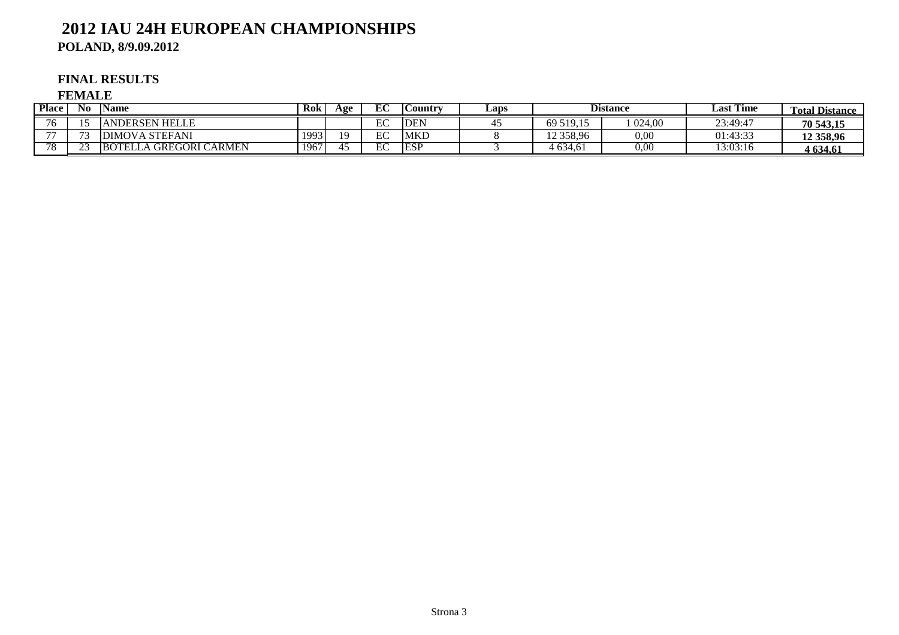# 2012 IAU 24H EUROPEAN CHAMPIONSHIPS

**POLAND, 8/9.09.2012**

**FINAL RESULTS**

**FEMALE**

| Place | No | Name | Rok | Age | EC | Country | Laps | Distance | | Last Time | Total Distance |
|---|---|---|---|---|---|---|---|---|---|---|---|
| 76 | 15 | ANDERSEN HELLE | | | EC | DEN | 45 | 69 519,15 | 1 024,00 | 23:49:47 | **70 543,15** |
| 77 | 73 | DIMOVA STEFANI | 1993 | 19 | EC | MKD | 8 | 12 358,96 | 0,00 | 01:43:33 | **12 358,96** |
| 78 | 23 | BOTELLA GREGORI CARMEN | 1967 | 45 | EC | ESP | 3 | 4 634,61 | 0,00 | 13:03:16 | **4 634,61** |